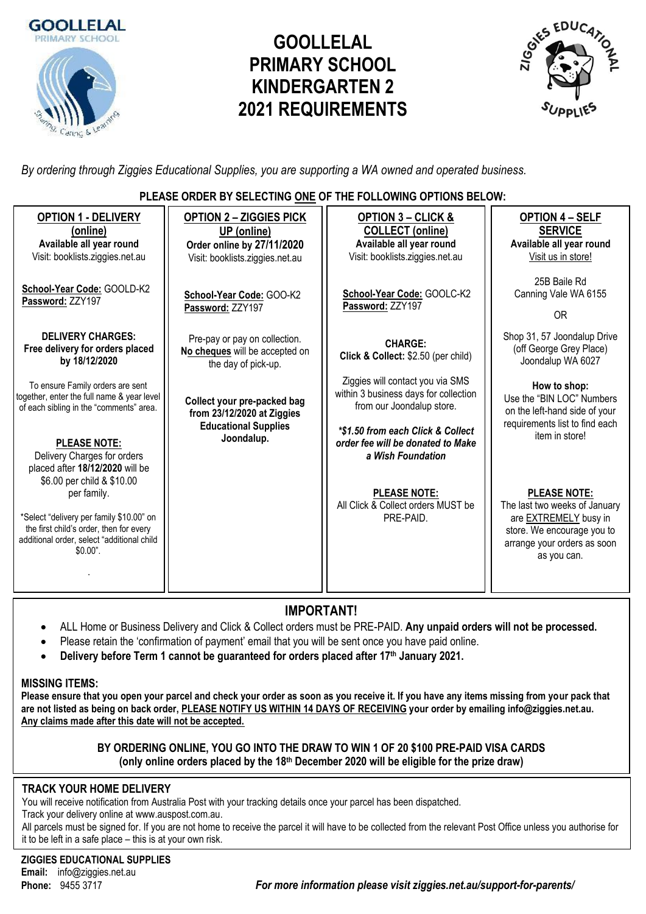# GOOLLELAL PRIMARY SCHOOL KINDERGARTEN 2 2021 REQUIREMENTS

*By ordering through Ziggies Educational Supplies, you are supporting a WA owned and operated business.*

**PLEASE ORDER BY SELECTING ONE OF THE FOLLOWING OPTIONS BELOW:**

## OPTION 1 - DELIVERY (online)

**Available all year round**
Visit: booklists.ziggies.net.au

**School-Year Code:** GOOLD-K2
**Password:** ZZY197

**DELIVERY CHARGES:**
**Free delivery for orders placed by 18/12/2020**

To ensure Family orders are sent together, enter the full name & year level of each sibling in the "comments" area.

**PLEASE NOTE:**
Delivery Charges for orders placed after **18/12/2020** will be $6.00 per child & $10.00 per family.

*Select "delivery per family $10.00" on the first child's order, then for every additional order, select "additional child $0.00".

## OPTION 2 – ZIGGIES PICK UP (online)

**Order online by 27/11/2020**
Visit: booklists.ziggies.net.au

**School-Year Code:** GOO-K2
**Password:** ZZY197

Pre-pay or pay on collection. **No cheques** will be accepted on the day of pick-up.

**Collect your pre-packed bag from 23/12/2020 at Ziggies Educational Supplies Joondalup.**

## OPTION 3 – CLICK & COLLECT (online)

**Available all year round**
Visit: booklists.ziggies.net.au

**School-Year Code:** GOOLC-K2
**Password:** ZZY197

**CHARGE:**
**Click & Collect:** $2.50 (per child)

Ziggies will contact you via SMS within 3 business days for collection from our Joondalup store.

***$1.50 from each Click & Collect order fee will be donated to Make a Wish Foundation***

**PLEASE NOTE:**
All Click & Collect orders MUST be PRE-PAID.

## OPTION 4 – SELF SERVICE

**Available all year round**
Visit us in store!

25B Baile Rd
Canning Vale WA 6155

OR

Shop 31, 57 Joondalup Drive
(off George Grey Place)
Joondalup WA 6027

**How to shop:**
Use the "BIN LOC" Numbers on the left-hand side of your requirements list to find each item in store!

**PLEASE NOTE:**
The last two weeks of January are EXTREMELY busy in store. We encourage you to arrange your orders as soon as you can.

## IMPORTANT!

- ALL Home or Business Delivery and Click & Collect orders must be PRE-PAID. **Any unpaid orders will not be processed.**
- Please retain the 'confirmation of payment' email that you will be sent once you have paid online.
- **Delivery before Term 1 cannot be guaranteed for orders placed after 17th January 2021.**

**MISSING ITEMS:**
**Please ensure that you open your parcel and check your order as soon as you receive it. If you have any items missing from your pack that are not listed as being on back order, PLEASE NOTIFY US WITHIN 14 DAYS OF RECEIVING your order by emailing info@ziggies.net.au. Any claims made after this date will not be accepted.**

**BY ORDERING ONLINE, YOU GO INTO THE DRAW TO WIN 1 OF 20 $100 PRE-PAID VISA CARDS (only online orders placed by the 18th December 2020 will be eligible for the prize draw)**

## TRACK YOUR HOME DELIVERY

You will receive notification from Australia Post with your tracking details once your parcel has been dispatched.
Track your delivery online at www.auspost.com.au.
All parcels must be signed for. If you are not home to receive the parcel it will have to be collected from the relevant Post Office unless you authorise for it to be left in a safe place – this is at your own risk.

**ZIGGIES EDUCATIONAL SUPPLIES**
**Email:** info@ziggies.net.au
**Phone:** 9455 3717

***For more information please visit ziggies.net.au/support-for-parents/***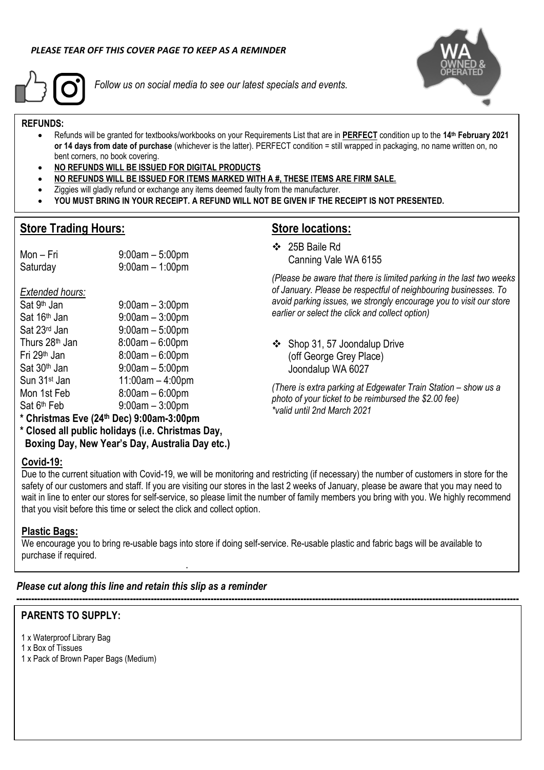*PLEASE TEAR OFF THIS COVER PAGE TO KEEP AS A REMINDER*

*Follow us on social media to see our latest specials and events.*

**REFUNDS:**

- Refunds will be granted for textbooks/workbooks on your Requirements List that are in **PERFECT** condition up to the **14th February 2021 or 14 days from date of purchase** (whichever is the latter). PERFECT condition = still wrapped in packaging, no name written on, no bent corners, no book covering.
- **NO REFUNDS WILL BE ISSUED FOR DIGITAL PRODUCTS**
- **NO REFUNDS WILL BE ISSUED FOR ITEMS MARKED WITH A #, THESE ITEMS ARE FIRM SALE.**
- Ziggies will gladly refund or exchange any items deemed faulty from the manufacturer.
- **YOU MUST BRING IN YOUR RECEIPT. A REFUND WILL NOT BE GIVEN IF THE RECEIPT IS NOT PRESENTED.**

## Store Trading Hours:

| | |
|---|---|
| Mon – Fri | 9:00am – 5:00pm |
| Saturday | 9:00am – 1:00pm |

*Extended hours:*

| | |
|---|---|
| Sat 9th Jan | 9:00am – 3:00pm |
| Sat 16th Jan | 9:00am – 3:00pm |
| Sat 23rd Jan | 9:00am – 5:00pm |
| Thurs 28th Jan | 8:00am – 6:00pm |
| Fri 29th Jan | 8:00am – 6:00pm |
| Sat 30th Jan | 9:00am – 5:00pm |
| Sun 31st Jan | 11:00am – 4:00pm |
| Mon 1st Feb | 8:00am – 6:00pm |
| Sat 6th Feb | 9:00am – 3:00pm |

**\* Christmas Eve (24th Dec) 9:00am-3:00pm**

**\* Closed all public holidays (i.e. Christmas Day, Boxing Day, New Year's Day, Australia Day etc.)**

## Store locations:

- 25B Baile Rd
  Canning Vale WA 6155

*(Please be aware that there is limited parking in the last two weeks of January. Please be respectful of neighbouring businesses. To avoid parking issues, we strongly encourage you to visit our store earlier or select the click and collect option)*

- Shop 31, 57 Joondalup Drive
  (off George Grey Place)
  Joondalup WA 6027

*(There is extra parking at Edgewater Train Station – show us a photo of your ticket to be reimbursed the $2.00 fee)*
*\*valid until 2nd March 2021*

## Covid-19:

Due to the current situation with Covid-19, we will be monitoring and restricting (if necessary) the number of customers in store for the safety of our customers and staff. If you are visiting our stores in the last 2 weeks of January, please be aware that you may need to wait in line to enter our stores for self-service, so please limit the number of family members you bring with you. We highly recommend that you visit before this time or select the click and collect option.

## Plastic Bags:

We encourage you to bring re-usable bags into store if doing self-service. Re-usable plastic and fabric bags will be available to purchase if required.

***Please cut along this line and retain this slip as a reminder***

---

## PARENTS TO SUPPLY:

1 x Waterproof Library Bag
1 x Box of Tissues
1 x Pack of Brown Paper Bags (Medium)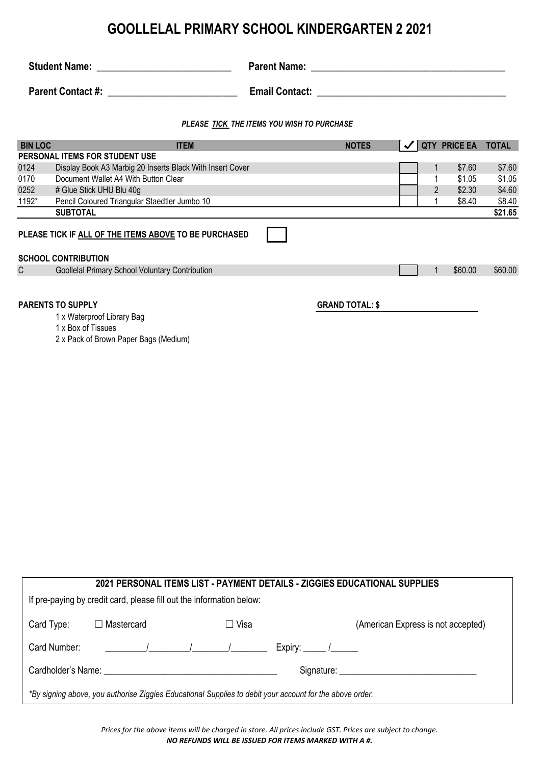# GOOLLELAL PRIMARY SCHOOL KINDERGARTEN 2 2021

**Student Name:** ___________________________ **Parent Name:** _______________________________________

**Parent Contact #:** __________________________ **Email Contact:** _____________________________________

***PLEASE TICK THE ITEMS YOU WISH TO PURCHASE***

| BIN LOC | ITEM | NOTES | ✓ | QTY | PRICE EA | TOTAL |
|---|---|---|---|---|---|---|
| **PERSONAL ITEMS FOR STUDENT USE** | | | | | | |
| 0124 | Display Book A3 Marbig 20 Inserts Black With Insert Cover | | | 1 | $7.60 | $7.60 |
| 0170 | Document Wallet A4 With Button Clear | | | 1 | $1.05 | $1.05 |
| 0252 | # Glue Stick UHU Blu 40g | | | 2 | $2.30 | $4.60 |
| 1192* | Pencil Coloured Triangular Staedtler Jumbo 10 | | | 1 | $8.40 | $8.40 |
| | **SUBTOTAL** | | | | | **$21.65** |

**PLEASE TICK IF ALL OF THE ITEMS ABOVE TO BE PURCHASED** ☐

**SCHOOL CONTRIBUTION**

| | | | | | | |
|---|---|---|---|---|---|---|
| C | Goollelal Primary School Voluntary Contribution | | | 1 | $60.00 | $60.00 |

**PARENTS TO SUPPLY**

1 x Waterproof Library Bag
1 x Box of Tissues
2 x Pack of Brown Paper Bags (Medium)

**GRAND TOTAL: $** ____________________

**2021 PERSONAL ITEMS LIST - PAYMENT DETAILS - ZIGGIES EDUCATIONAL SUPPLIES**

If pre-paying by credit card, please fill out the information below:

Card Type: ☐ Mastercard ☐ Visa (American Express is not accepted)

Card Number: _________/_________/________/________ Expiry: _____ /______

Cardholder's Name: ______________________________________ Signature: ______________________________

*\*By signing above, you authorise Ziggies Educational Supplies to debit your account for the above order.*

*Prices for the above items will be charged in store. All prices include GST. Prices are subject to change.*
***NO REFUNDS WILL BE ISSUED FOR ITEMS MARKED WITH A #.***